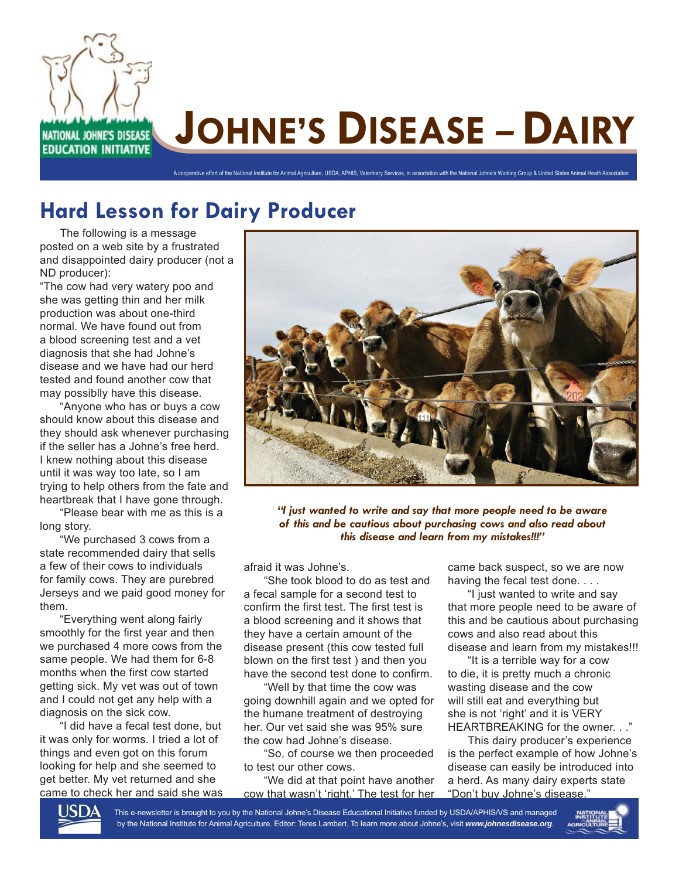# Johne's Disease – Dairy

A cooperative effort of the National Institute for Animal Agriculture, USDA, APHIS, Veterinary Services, in association with the National Johne's Working Group & United States Animal Heath Association

## Hard Lesson for Dairy Producer

The following is a message posted on a web site by a frustrated and disappointed dairy producer (not a ND producer):

"The cow had very watery poo and she was getting thin and her milk production was about one-third normal. We have found out from a blood screening test and a vet diagnosis that she had Johne's disease and we have had our herd tested and found another cow that may possiblly have this disease.

"Anyone who has or buys a cow should know about this disease and they should ask whenever purchasing if the seller has a Johne's free herd. I knew nothing about this disease until it was way too late, so I am trying to help others from the fate and heartbreak that I have gone through.

"Please bear with me as this is a long story.

"We purchased 3 cows from a state recommended dairy that sells a few of their cows to individuals for family cows. They are purebred Jerseys and we paid good money for them.

"Everything went along fairly smoothly for the first year and then we purchased 4 more cows from the same people. We had them for 6-8 months when the first cow started getting sick. My vet was out of town and I could not get any help with a diagnosis on the sick cow.

"I did have a fecal test done, but it was only for worms. I tried a lot of things and even got on this forum looking for help and she seemed to get better. My vet returned and she came to check her and said she was afraid it was Johne's.

"She took blood to do as test and a fecal sample for a second test to confirm the first test. The first test is a blood screening and it shows that they have a certain amount of the disease present (this cow tested full blown on the first test ) and then you have the second test done to confirm.

"Well by that time the cow was going downhill again and we opted for the humane treatment of destroying her. Our vet said she was 95% sure the cow had Johne's disease.

"So, of course we then proceeded to test our other cows.

"We did at that point have another cow that wasn't 'right.' The test for her came back suspect, so we are now having the fecal test done. . . .

"I just wanted to write and say that more people need to be aware of this and be cautious about purchasing cows and also read about this disease and learn from my mistakes!!!

"It is a terrible way for a cow to die, it is pretty much a chronic wasting disease and the cow will still eat and everything but she is not 'right' and it is VERY HEARTBREAKING for the owner. . ."

This dairy producer's experience is the perfect example of how Johne's disease can easily be introduced into a herd. As many dairy experts state "Don't buy Johne's disease."

***"I just wanted to write and say that more people need to be aware of this and be cautious about purchasing cows and also read about this disease and learn from my mistakes!!!"***

This e-newsletter is brought to you by the National Johne's Disease Educational Initiative funded by USDA/APHIS/VS and managed by the National Institute for Animal Agriculture. Editor: Teres Lambert. To learn more about Johne's, visit ***www.johnesdisease.org***.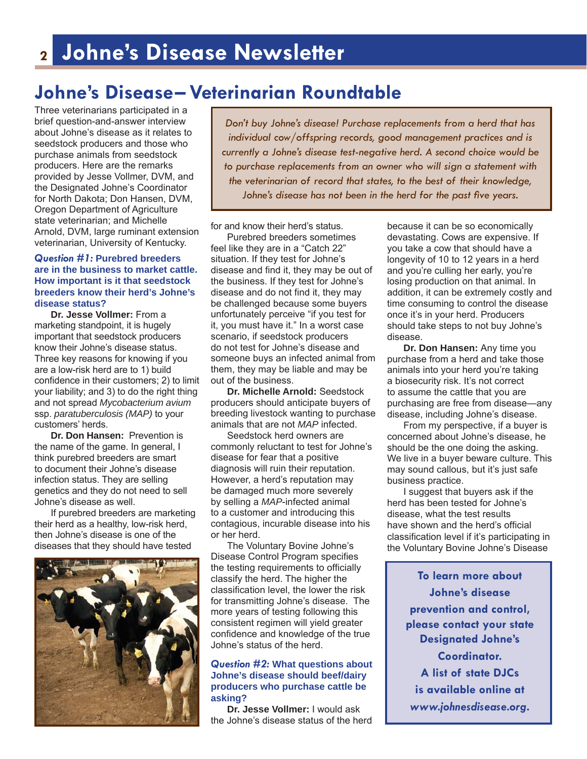# Johne's Disease— Veterinarian Roundtable

Three veterinarians participated in a brief question-and-answer interview about Johne's disease as it relates to seedstock producers and those who purchase animals from seedstock producers. Here are the remarks provided by Jesse Vollmer, DVM, and the Designated Johne's Coordinator for North Dakota; Don Hansen, DVM, Oregon Department of Agriculture state veterinarian; and Michelle Arnold, DVM, large ruminant extension veterinarian, University of Kentucky.

> *Don't buy Johne's disease! Purchase replacements from a herd that has individual cow/offspring records, good management practices and is currently a Johne's disease test-negative herd. A second choice would be to purchase replacements from an owner who will sign a statement with the veterinarian of record that states, to the best of their knowledge, Johne's disease has not been in the herd for the past five years.*

### *Question #1:* Purebred breeders are in the business to market cattle. How important is it that seedstock breeders know their herd's Johne's disease status?

**Dr. Jesse Vollmer:** From a marketing standpoint, it is hugely important that seedstock producers know their Johne's disease status. Three key reasons for knowing if you are a low-risk herd are to 1) build confidence in their customers; 2) to limit your liability; and 3) to do the right thing and not spread *Mycobacterium avium* ssp. *paratuberculosis (MAP)* to your customers' herds.

**Dr. Don Hansen:** Prevention is the name of the game. In general, I think purebred breeders are smart to document their Johne's disease infection status. They are selling genetics and they do not need to sell Johne's disease as well.

If purebred breeders are marketing their herd as a healthy, low-risk herd, then Johne's disease is one of the diseases that they should have tested for and know their herd's status.

Purebred breeders sometimes feel like they are in a "Catch 22" situation. If they test for Johne's disease and find it, they may be out of the business. If they test for Johne's disease and do not find it, they may be challenged because some buyers unfortunately perceive "if you test for it, you must have it." In a worst case scenario, if seedstock producers do not test for Johne's disease and someone buys an infected animal from them, they may be liable and may be out of the business.

**Dr. Michelle Arnold:** Seedstock producers should anticipate buyers of breeding livestock wanting to purchase animals that are not *MAP* infected.

Seedstock herd owners are commonly reluctant to test for Johne's disease for fear that a positive diagnosis will ruin their reputation. However, a herd's reputation may be damaged much more severely by selling a *MAP*-infected animal to a customer and introducing this contagious, incurable disease into his or her herd.

The Voluntary Bovine Johne's Disease Control Program specifies the testing requirements to officially classify the herd. The higher the classification level, the lower the risk for transmitting Johne's disease. The more years of testing following this consistent regimen will yield greater confidence and knowledge of the true Johne's status of the herd.

### *Question #2:* What questions about Johne's disease should beef/dairy producers who purchase cattle be asking?

**Dr. Jesse Vollmer:** I would ask the Johne's disease status of the herd because it can be so economically devastating. Cows are expensive. If you take a cow that should have a longevity of 10 to 12 years in a herd and you're culling her early, you're losing production on that animal. In addition, it can be extremely costly and time consuming to control the disease once it's in your herd. Producers should take steps to not buy Johne's disease.

**Dr. Don Hansen:** Any time you purchase from a herd and take those animals into your herd you're taking a biosecurity risk. It's not correct to assume the cattle that you are purchasing are free from disease—any disease, including Johne's disease.

From my perspective, if a buyer is concerned about Johne's disease, he should be the one doing the asking. We live in a buyer beware culture. This may sound callous, but it's just safe business practice.

I suggest that buyers ask if the herd has been tested for Johne's disease, what the test results have shown and the herd's official classification level if it's participating in the Voluntary Bovine Johne's Disease

> **To learn more about Johne's disease prevention and control, please contact your state Designated Johne's Coordinator. A list of state DJCs is available online at *www.johnesdisease.org*.**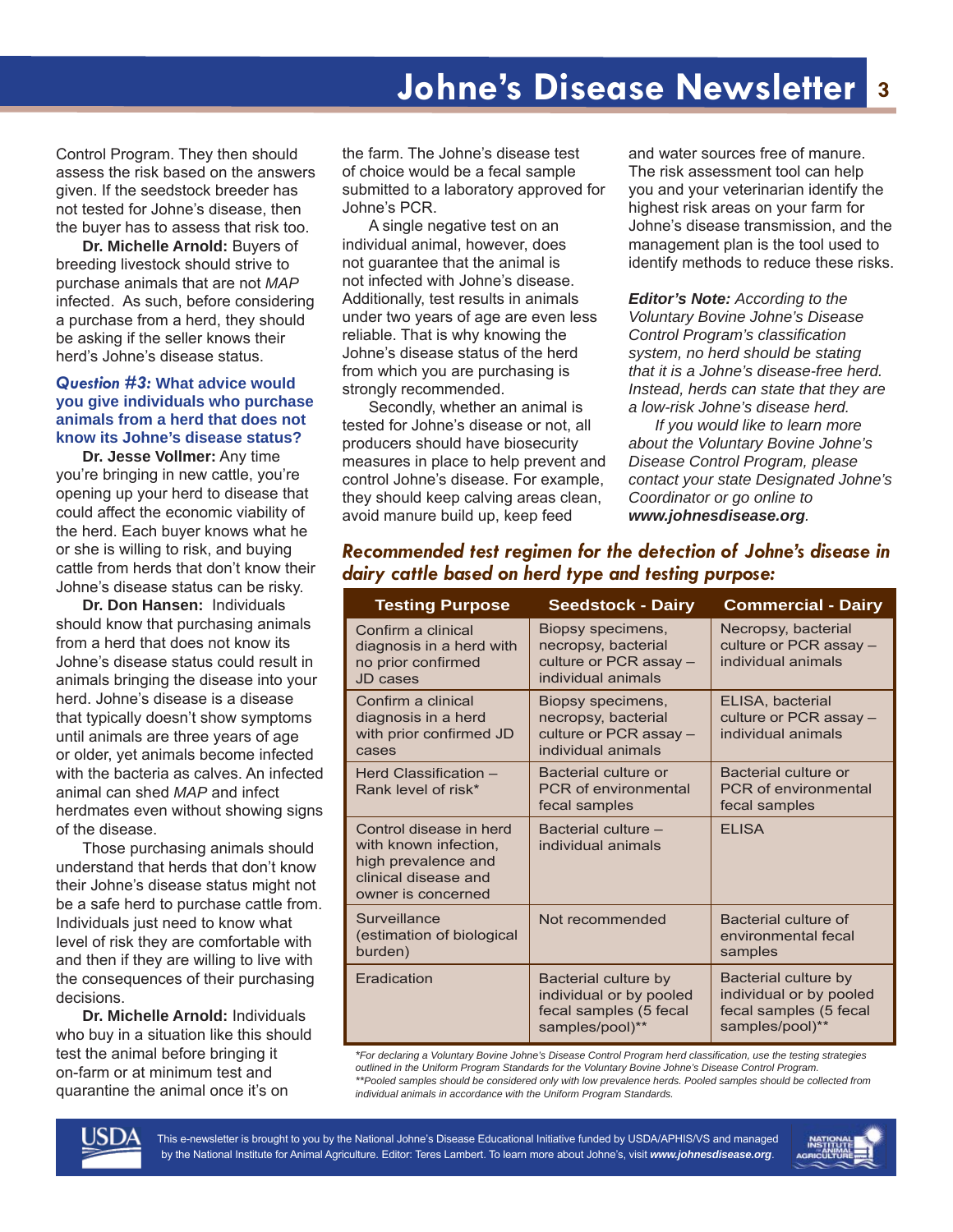Control Program. They then should assess the risk based on the answers given. If the seedstock breeder has not tested for Johne's disease, then the buyer has to assess that risk too.

**Dr. Michelle Arnold:** Buyers of breeding livestock should strive to purchase animals that are not *MAP* infected. As such, before considering a purchase from a herd, they should be asking if the seller knows their herd's Johne's disease status.

### *Question #3:* What advice would you give individuals who purchase animals from a herd that does not know its Johne's disease status?

**Dr. Jesse Vollmer:** Any time you're bringing in new cattle, you're opening up your herd to disease that could affect the economic viability of the herd. Each buyer knows what he or she is willing to risk, and buying cattle from herds that don't know their Johne's disease status can be risky.

**Dr. Don Hansen:** Individuals should know that purchasing animals from a herd that does not know its Johne's disease status could result in animals bringing the disease into your herd. Johne's disease is a disease that typically doesn't show symptoms until animals are three years of age or older, yet animals become infected with the bacteria as calves. An infected animal can shed *MAP* and infect herdmates even without showing signs of the disease.

Those purchasing animals should understand that herds that don't know their Johne's disease status might not be a safe herd to purchase cattle from. Individuals just need to know what level of risk they are comfortable with and then if they are willing to live with the consequences of their purchasing decisions.

**Dr. Michelle Arnold:** Individuals who buy in a situation like this should test the animal before bringing it on-farm or at minimum test and quarantine the animal once it's on the farm. The Johne's disease test of choice would be a fecal sample submitted to a laboratory approved for Johne's PCR.

A single negative test on an individual animal, however, does not guarantee that the animal is not infected with Johne's disease. Additionally, test results in animals under two years of age are even less reliable. That is why knowing the Johne's disease status of the herd from which you are purchasing is strongly recommended.

Secondly, whether an animal is tested for Johne's disease or not, all producers should have biosecurity measures in place to help prevent and control Johne's disease. For example, they should keep calving areas clean, avoid manure build up, keep feed and water sources free of manure. The risk assessment tool can help you and your veterinarian identify the highest risk areas on your farm for Johne's disease transmission, and the management plan is the tool used to identify methods to reduce these risks.

***Editor's Note:*** *According to the Voluntary Bovine Johne's Disease Control Program's classification system, no herd should be stating that it is a Johne's disease-free herd. Instead, herds can state that they are a low-risk Johne's disease herd.*

*If you would like to learn more about the Voluntary Bovine Johne's Disease Control Program, please contact your state Designated Johne's Coordinator or go online to* ***www.johnesdisease.org****.*

### *Recommended test regimen for the detection of Johne's disease in dairy cattle based on herd type and testing purpose:*

| Testing Purpose | Seedstock - Dairy | Commercial - Dairy |
|---|---|---|
| Confirm a clinical diagnosis in a herd with no prior confirmed JD cases | Biopsy specimens, necropsy, bacterial culture or PCR assay – individual animals | Necropsy, bacterial culture or PCR assay – individual animals |
| Confirm a clinical diagnosis in a herd with prior confirmed JD cases | Biopsy specimens, necropsy, bacterial culture or PCR assay – individual animals | ELISA, bacterial culture or PCR assay – individual animals |
| Herd Classification – Rank level of risk* | Bacterial culture or PCR of environmental fecal samples | Bacterial culture or PCR of environmental fecal samples |
| Control disease in herd with known infection, high prevalence and clinical disease and owner is concerned | Bacterial culture – individual animals | ELISA |
| Surveillance (estimation of biological burden) | Not recommended | Bacterial culture of environmental fecal samples |
| Eradication | Bacterial culture by individual or by pooled fecal samples (5 fecal samples/pool)** | Bacterial culture by individual or by pooled fecal samples (5 fecal samples/pool)** |

*\*For declaring a Voluntary Bovine Johne's Disease Control Program herd classification, use the testing strategies outlined in the Uniform Program Standards for the Voluntary Bovine Johne's Disease Control Program.*
*\*\*Pooled samples should be considered only with low prevalence herds. Pooled samples should be collected from individual animals in accordance with the Uniform Program Standards.*

This e-newsletter is brought to you by the National Johne's Disease Educational Initiative funded by USDA/APHIS/VS and managed by the National Institute for Animal Agriculture. Editor: Teres Lambert. To learn more about Johne's, visit ***www.johnesdisease.org***.